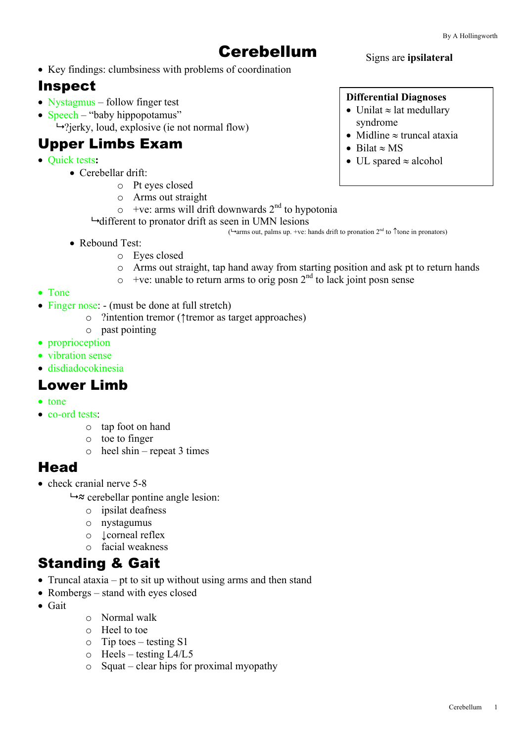# Cerebellum

Signs are **ipsilateral**

- Key findings: clumbsiness with problems of coordination

## Inspect

- Nystagmus – follow finger test
- Speech – "baby hippopotamus"
  ↳?jerky, loud, explosive (ie not normal flow)

## Upper Limbs Exam

- Quick tests**:**
  - Cerebellar drift:
    - Pt eyes closed
    - Arms out straight
    - +ve: arms will drift downwards $2^{nd}$ to hypotonia

    ↳different to pronator drift as seen in UMN lesions

    (↳arms out, palms up. +ve: hands drift to pronation $2^{nd}$ to ↑tone in pronators)
  - Rebound Test:
    - Eyes closed
    - Arms out straight, tap hand away from starting position and ask pt to return hands
    - +ve: unable to return arms to orig posn $2^{nd}$ to lack joint posn sense
- Tone
- Finger nose: - (must be done at full stretch)
  - ?intention tremor (↑tremor as target approaches)
  - past pointing
- proprioception
- vibration sense
- disdiadocokinesia

**Differential Diagnoses**

- Unilat ≈ lat medullary syndrome
- Midline ≈ truncal ataxia
- Bilat ≈ MS
- UL spared ≈ alcohol

## Lower Limb

- tone
- co-ord tests:
  - tap foot on hand
  - toe to finger
  - heel shin – repeat 3 times

## Head

- check cranial nerve 5-8

  ↳≈ cerebellar pontine angle lesion:
  - ipsilat deafness
  - nystagumus
  - ↓corneal reflex
  - facial weakness

## Standing & Gait

- Truncal ataxia – pt to sit up without using arms and then stand
- Rombergs – stand with eyes closed
- Gait
  - Normal walk
  - Heel to toe
  - Tip toes – testing S1
  - Heels – testing L4/L5
  - Squat – clear hips for proximal myopathy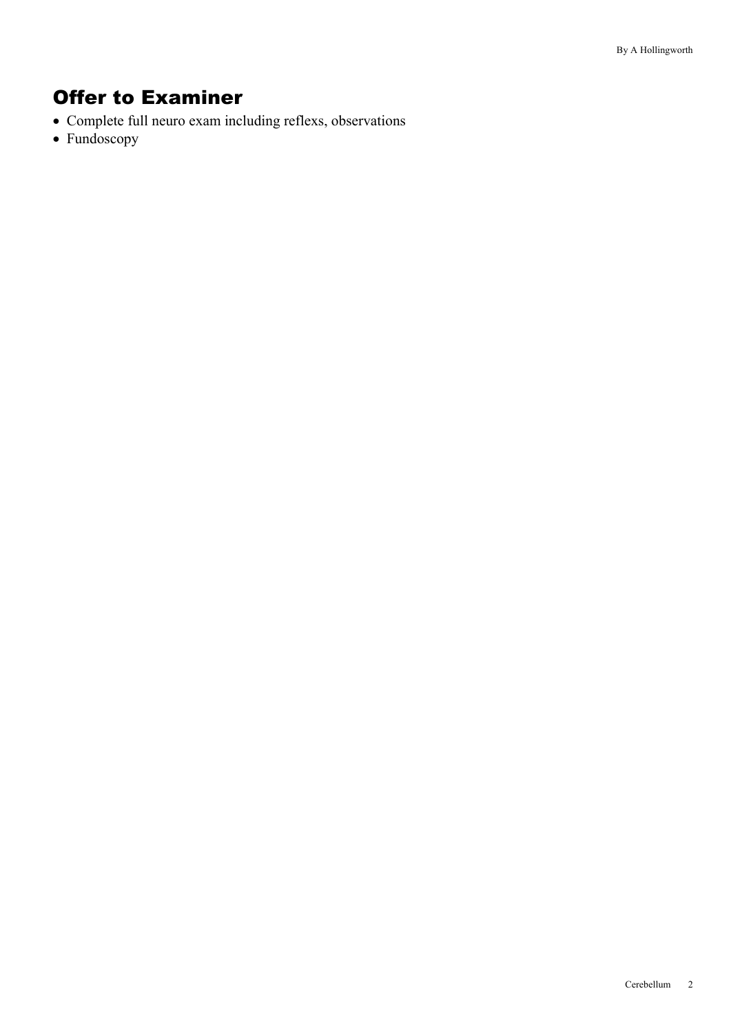## Offer to Examiner

- Complete full neuro exam including reflexs, observations
- Fundoscopy